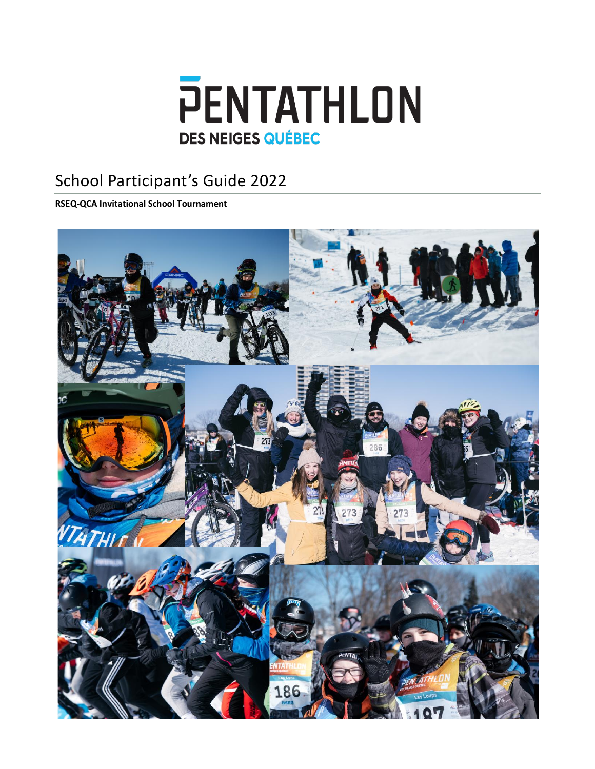# PENTATHLON DES NEIGES QUÉBEC

## School Participant's Guide 2022

**RSEQ-QCA Invitational School Tournament**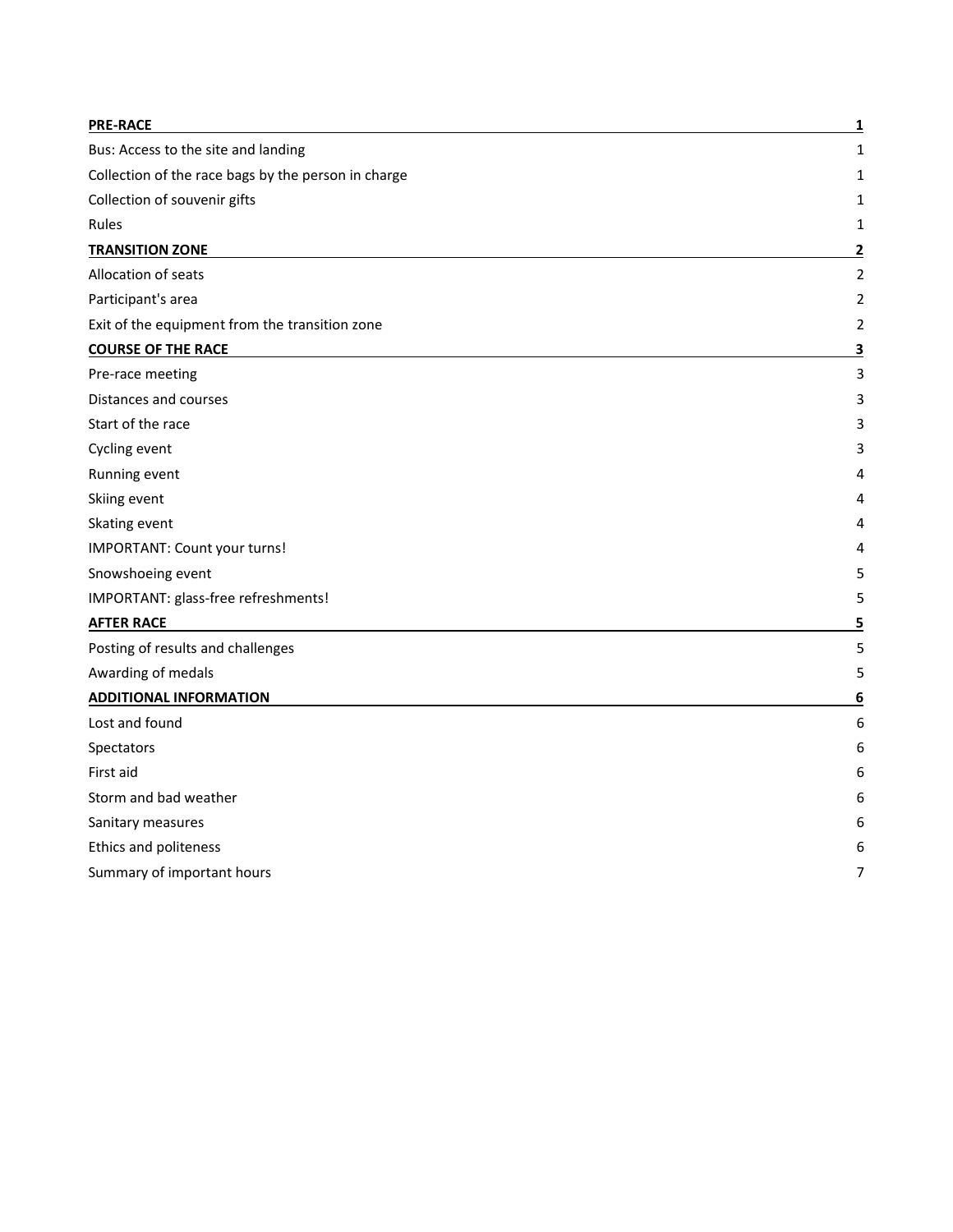| | |
|---|---|
| **PRE-RACE** | **1** |
| Bus: Access to the site and landing | 1 |
| Collection of the race bags by the person in charge | 1 |
| Collection of souvenir gifts | 1 |
| Rules | 1 |
| **TRANSITION ZONE** | **2** |
| Allocation of seats | 2 |
| Participant's area | 2 |
| Exit of the equipment from the transition zone | 2 |
| **COURSE OF THE RACE** | **3** |
| Pre-race meeting | 3 |
| Distances and courses | 3 |
| Start of the race | 3 |
| Cycling event | 3 |
| Running event | 4 |
| Skiing event | 4 |
| Skating event | 4 |
| IMPORTANT: Count your turns! | 4 |
| Snowshoeing event | 5 |
| IMPORTANT: glass-free refreshments! | 5 |
| **AFTER RACE** | **5** |
| Posting of results and challenges | 5 |
| Awarding of medals | 5 |
| **ADDITIONAL INFORMATION** | **6** |
| Lost and found | 6 |
| Spectators | 6 |
| First aid | 6 |
| Storm and bad weather | 6 |
| Sanitary measures | 6 |
| Ethics and politeness | 6 |
| Summary of important hours | 7 |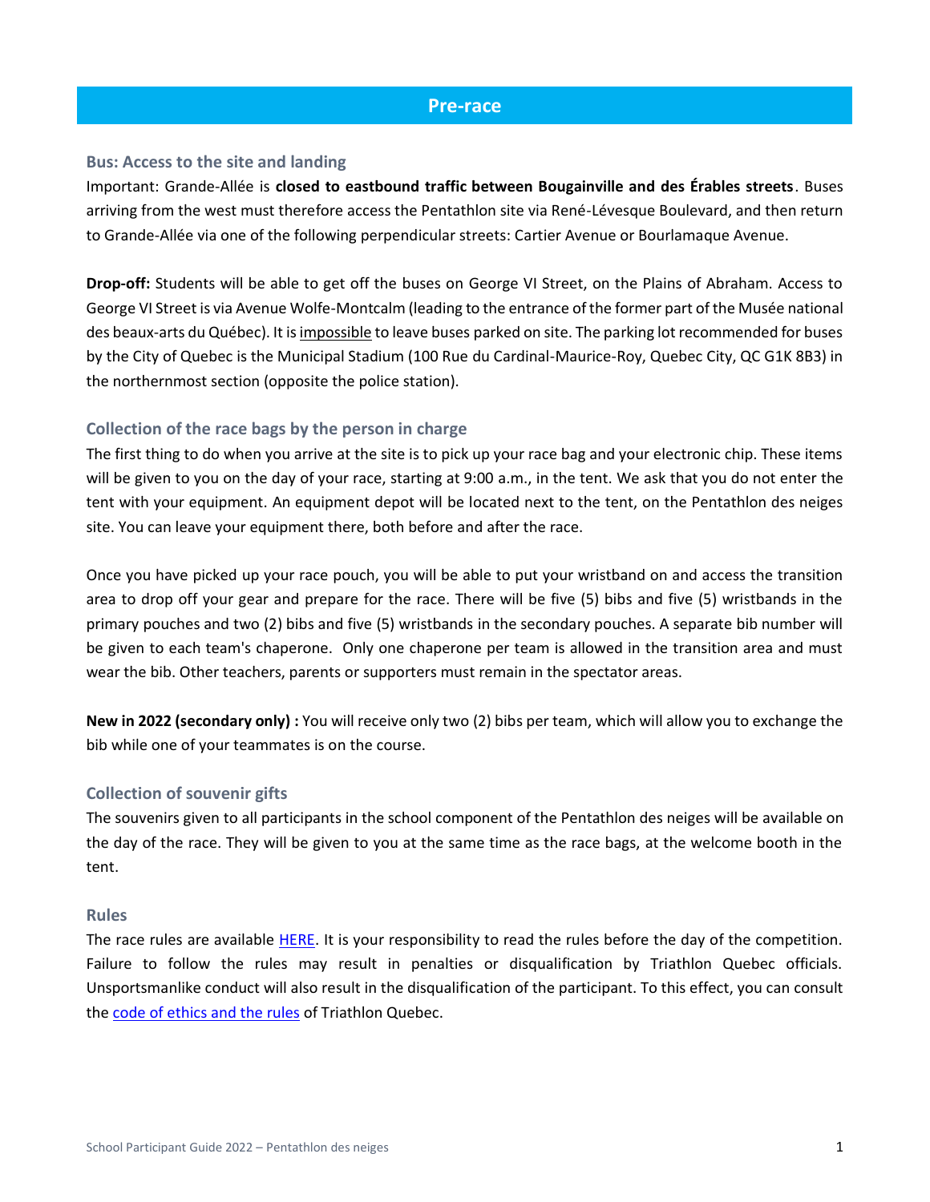## Pre-race

### Bus: Access to the site and landing

Important: Grande-Allée is **closed to eastbound traffic between Bougainville and des Érables streets**. Buses arriving from the west must therefore access the Pentathlon site via René-Lévesque Boulevard, and then return to Grande-Allée via one of the following perpendicular streets: Cartier Avenue or Bourlamaque Avenue.

**Drop-off:** Students will be able to get off the buses on George VI Street, on the Plains of Abraham. Access to George VI Street is via Avenue Wolfe-Montcalm (leading to the entrance of the former part of the Musée national des beaux-arts du Québec). It is impossible to leave buses parked on site. The parking lot recommended for buses by the City of Quebec is the Municipal Stadium (100 Rue du Cardinal-Maurice-Roy, Quebec City, QC G1K 8B3) in the northernmost section (opposite the police station).

### Collection of the race bags by the person in charge

The first thing to do when you arrive at the site is to pick up your race bag and your electronic chip. These items will be given to you on the day of your race, starting at 9:00 a.m., in the tent. We ask that you do not enter the tent with your equipment. An equipment depot will be located next to the tent, on the Pentathlon des neiges site. You can leave your equipment there, both before and after the race.

Once you have picked up your race pouch, you will be able to put your wristband on and access the transition area to drop off your gear and prepare for the race. There will be five (5) bibs and five (5) wristbands in the primary pouches and two (2) bibs and five (5) wristbands in the secondary pouches. A separate bib number will be given to each team's chaperone. Only one chaperone per team is allowed in the transition area and must wear the bib. Other teachers, parents or supporters must remain in the spectator areas.

**New in 2022 (secondary only) :** You will receive only two (2) bibs per team, which will allow you to exchange the bib while one of your teammates is on the course.

### Collection of souvenir gifts

The souvenirs given to all participants in the school component of the Pentathlon des neiges will be available on the day of the race. They will be given to you at the same time as the race bags, at the welcome booth in the tent.

### Rules

The race rules are available HERE. It is your responsibility to read the rules before the day of the competition. Failure to follow the rules may result in penalties or disqualification by Triathlon Quebec officials. Unsportsmanlike conduct will also result in the disqualification of the participant. To this effect, you can consult the code of ethics and the rules of Triathlon Quebec.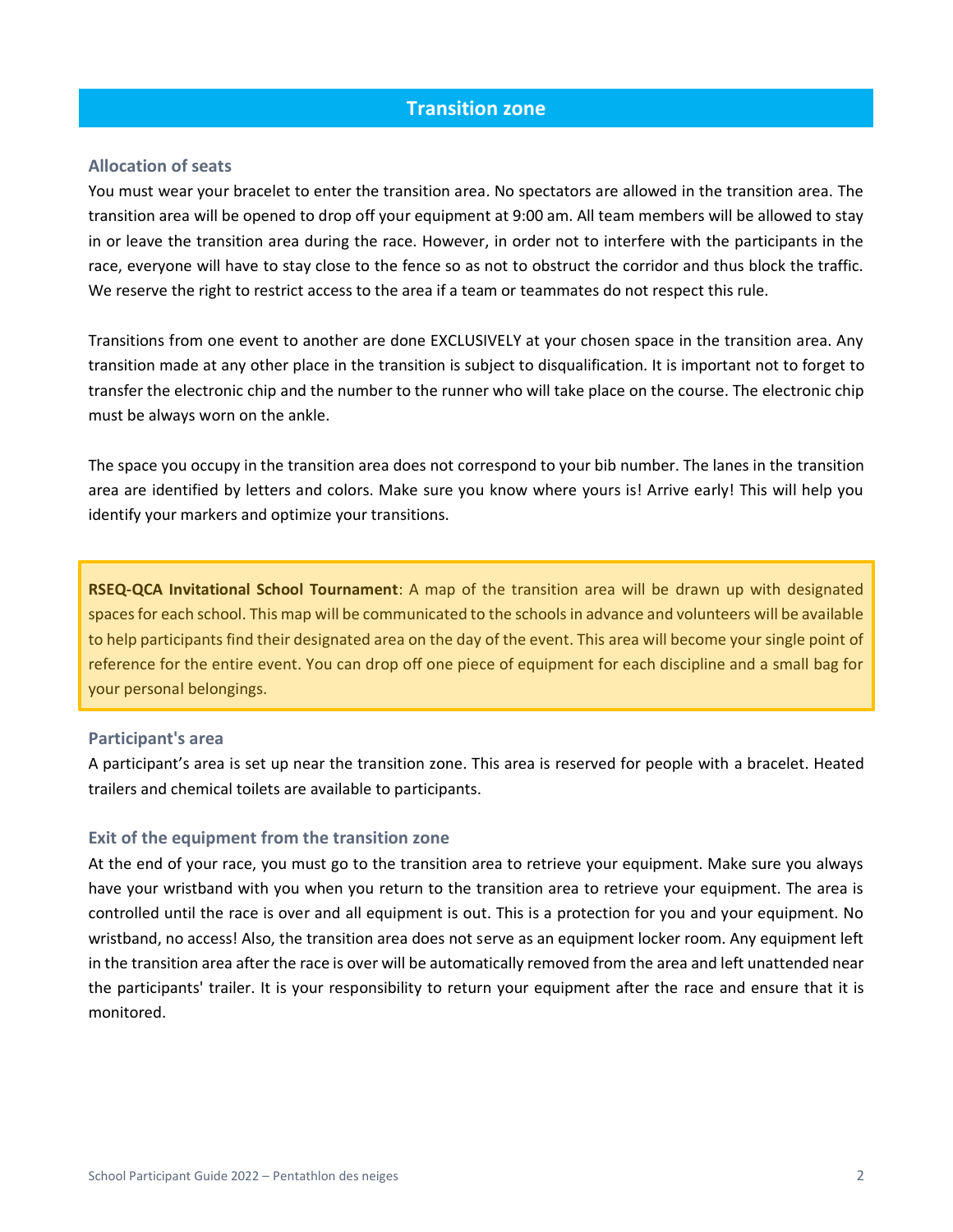## Transition zone

### Allocation of seats

You must wear your bracelet to enter the transition area. No spectators are allowed in the transition area. The transition area will be opened to drop off your equipment at 9:00 am. All team members will be allowed to stay in or leave the transition area during the race. However, in order not to interfere with the participants in the race, everyone will have to stay close to the fence so as not to obstruct the corridor and thus block the traffic. We reserve the right to restrict access to the area if a team or teammates do not respect this rule.

Transitions from one event to another are done EXCLUSIVELY at your chosen space in the transition area. Any transition made at any other place in the transition is subject to disqualification. It is important not to forget to transfer the electronic chip and the number to the runner who will take place on the course. The electronic chip must be always worn on the ankle.

The space you occupy in the transition area does not correspond to your bib number. The lanes in the transition area are identified by letters and colors. Make sure you know where yours is! Arrive early! This will help you identify your markers and optimize your transitions.

> **RSEQ-QCA Invitational School Tournament**: A map of the transition area will be drawn up with designated spaces for each school. This map will be communicated to the schools in advance and volunteers will be available to help participants find their designated area on the day of the event. This area will become your single point of reference for the entire event. You can drop off one piece of equipment for each discipline and a small bag for your personal belongings.

### Participant's area

A participant's area is set up near the transition zone. This area is reserved for people with a bracelet. Heated trailers and chemical toilets are available to participants.

### Exit of the equipment from the transition zone

At the end of your race, you must go to the transition area to retrieve your equipment. Make sure you always have your wristband with you when you return to the transition area to retrieve your equipment. The area is controlled until the race is over and all equipment is out. This is a protection for you and your equipment. No wristband, no access! Also, the transition area does not serve as an equipment locker room. Any equipment left in the transition area after the race is over will be automatically removed from the area and left unattended near the participants' trailer. It is your responsibility to return your equipment after the race and ensure that it is monitored.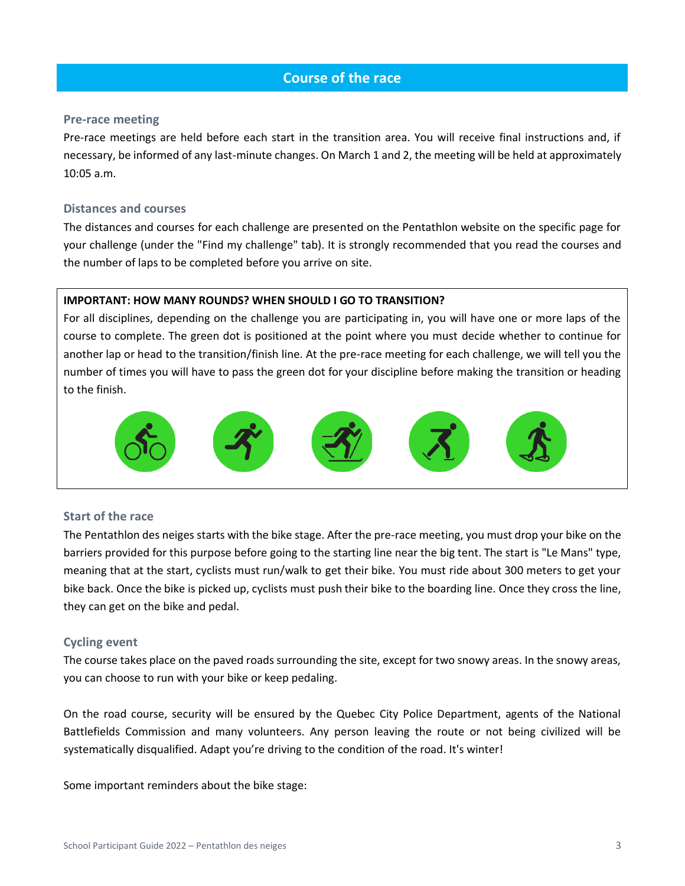## Course of the race

### Pre-race meeting

Pre-race meetings are held before each start in the transition area. You will receive final instructions and, if necessary, be informed of any last-minute changes. On March 1 and 2, the meeting will be held at approximately 10:05 a.m.

### Distances and courses

The distances and courses for each challenge are presented on the Pentathlon website on the specific page for your challenge (under the "Find my challenge" tab). It is strongly recommended that you read the courses and the number of laps to be completed before you arrive on site.

**IMPORTANT: HOW MANY ROUNDS? WHEN SHOULD I GO TO TRANSITION?**

For all disciplines, depending on the challenge you are participating in, you will have one or more laps of the course to complete. The green dot is positioned at the point where you must decide whether to continue for another lap or head to the transition/finish line. At the pre-race meeting for each challenge, we will tell you the number of times you will have to pass the green dot for your discipline before making the transition or heading to the finish.

### Start of the race

The Pentathlon des neiges starts with the bike stage. After the pre-race meeting, you must drop your bike on the barriers provided for this purpose before going to the starting line near the big tent. The start is "Le Mans" type, meaning that at the start, cyclists must run/walk to get their bike. You must ride about 300 meters to get your bike back. Once the bike is picked up, cyclists must push their bike to the boarding line. Once they cross the line, they can get on the bike and pedal.

### Cycling event

The course takes place on the paved roads surrounding the site, except for two snowy areas. In the snowy areas, you can choose to run with your bike or keep pedaling.

On the road course, security will be ensured by the Quebec City Police Department, agents of the National Battlefields Commission and many volunteers. Any person leaving the route or not being civilized will be systematically disqualified. Adapt you're driving to the condition of the road. It's winter!

Some important reminders about the bike stage: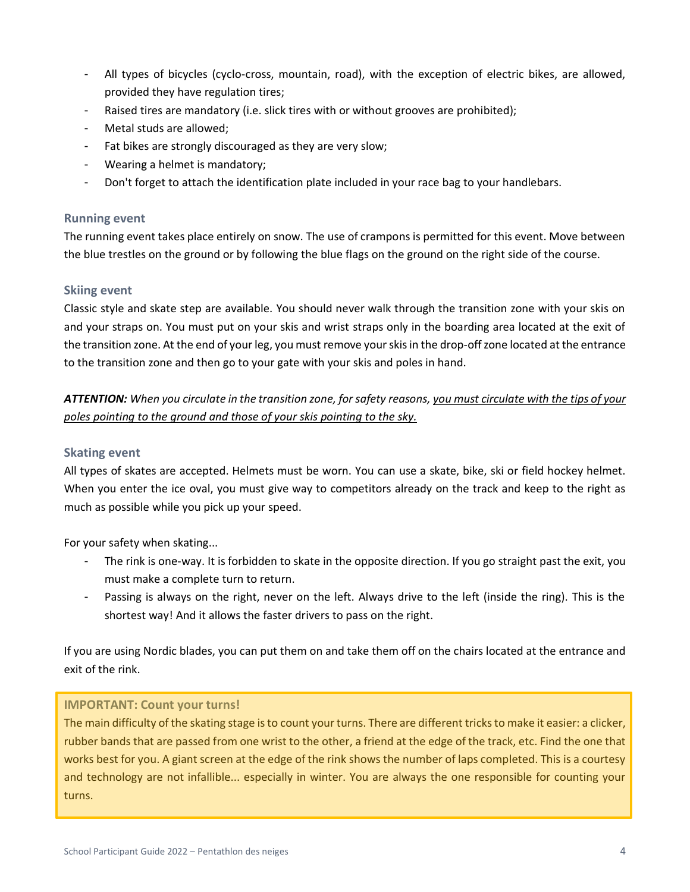- All types of bicycles (cyclo-cross, mountain, road), with the exception of electric bikes, are allowed, provided they have regulation tires;
- Raised tires are mandatory (i.e. slick tires with or without grooves are prohibited);
- Metal studs are allowed;
- Fat bikes are strongly discouraged as they are very slow;
- Wearing a helmet is mandatory;
- Don't forget to attach the identification plate included in your race bag to your handlebars.

### Running event

The running event takes place entirely on snow. The use of crampons is permitted for this event. Move between the blue trestles on the ground or by following the blue flags on the ground on the right side of the course.

### Skiing event

Classic style and skate step are available. You should never walk through the transition zone with your skis on and your straps on. You must put on your skis and wrist straps only in the boarding area located at the exit of the transition zone. At the end of your leg, you must remove your skis in the drop-off zone located at the entrance to the transition zone and then go to your gate with your skis and poles in hand.

***ATTENTION:*** *When you circulate in the transition zone, for safety reasons, <u>you must circulate with the tips of your poles pointing to the ground and those of your skis pointing to the sky.</u>*

### Skating event

All types of skates are accepted. Helmets must be worn. You can use a skate, bike, ski or field hockey helmet. When you enter the ice oval, you must give way to competitors already on the track and keep to the right as much as possible while you pick up your speed.

For your safety when skating...

- The rink is one-way. It is forbidden to skate in the opposite direction. If you go straight past the exit, you must make a complete turn to return.
- Passing is always on the right, never on the left. Always drive to the left (inside the ring). This is the shortest way! And it allows the faster drivers to pass on the right.

If you are using Nordic blades, you can put them on and take them off on the chairs located at the entrance and exit of the rink.

**IMPORTANT: Count your turns!**

The main difficulty of the skating stage is to count your turns. There are different tricks to make it easier: a clicker, rubber bands that are passed from one wrist to the other, a friend at the edge of the track, etc. Find the one that works best for you. A giant screen at the edge of the rink shows the number of laps completed. This is a courtesy and technology are not infallible... especially in winter. You are always the one responsible for counting your turns.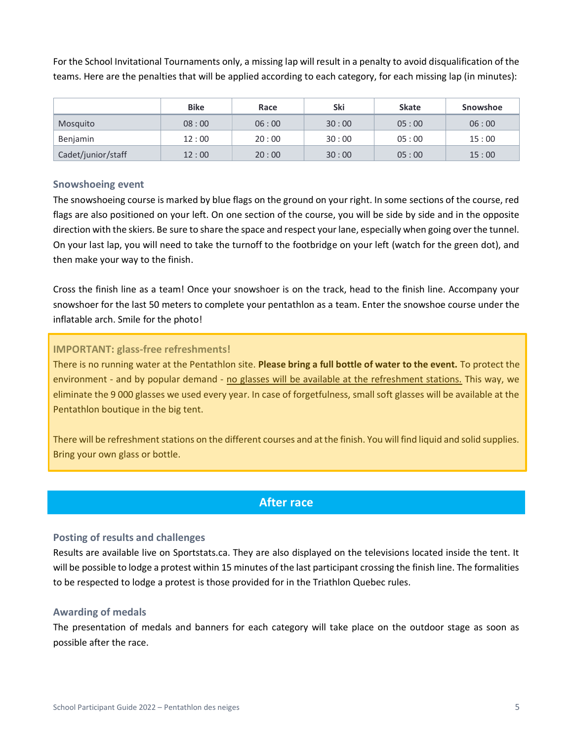For the School Invitational Tournaments only, a missing lap will result in a penalty to avoid disqualification of the teams. Here are the penalties that will be applied according to each category, for each missing lap (in minutes):

| | Bike | Race | Ski | Skate | Snowshoe |
|---|---|---|---|---|---|
| Mosquito | 08 : 00 | 06 : 00 | 30 : 00 | 05 : 00 | 06 : 00 |
| Benjamin | 12 : 00 | 20 : 00 | 30 : 00 | 05 : 00 | 15 : 00 |
| Cadet/junior/staff | 12 : 00 | 20 : 00 | 30 : 00 | 05 : 00 | 15 : 00 |

### Snowshoeing event

The snowshoeing course is marked by blue flags on the ground on your right. In some sections of the course, red flags are also positioned on your left. On one section of the course, you will be side by side and in the opposite direction with the skiers. Be sure to share the space and respect your lane, especially when going over the tunnel. On your last lap, you will need to take the turnoff to the footbridge on your left (watch for the green dot), and then make your way to the finish.

Cross the finish line as a team! Once your snowshoer is on the track, head to the finish line. Accompany your snowshoer for the last 50 meters to complete your pentathlon as a team. Enter the snowshoe course under the inflatable arch. Smile for the photo!

> **IMPORTANT: glass-free refreshments!**
>
> There is no running water at the Pentathlon site. **Please bring a full bottle of water to the event.** To protect the environment - and by popular demand - <u>no glasses will be available at the refreshment stations.</u> This way, we eliminate the 9 000 glasses we used every year. In case of forgetfulness, small soft glasses will be available at the Pentathlon boutique in the big tent.
>
> There will be refreshment stations on the different courses and at the finish. You will find liquid and solid supplies. Bring your own glass or bottle.

## After race

### Posting of results and challenges

Results are available live on Sportstats.ca. They are also displayed on the televisions located inside the tent. It will be possible to lodge a protest within 15 minutes of the last participant crossing the finish line. The formalities to be respected to lodge a protest is those provided for in the Triathlon Quebec rules.

### Awarding of medals

The presentation of medals and banners for each category will take place on the outdoor stage as soon as possible after the race.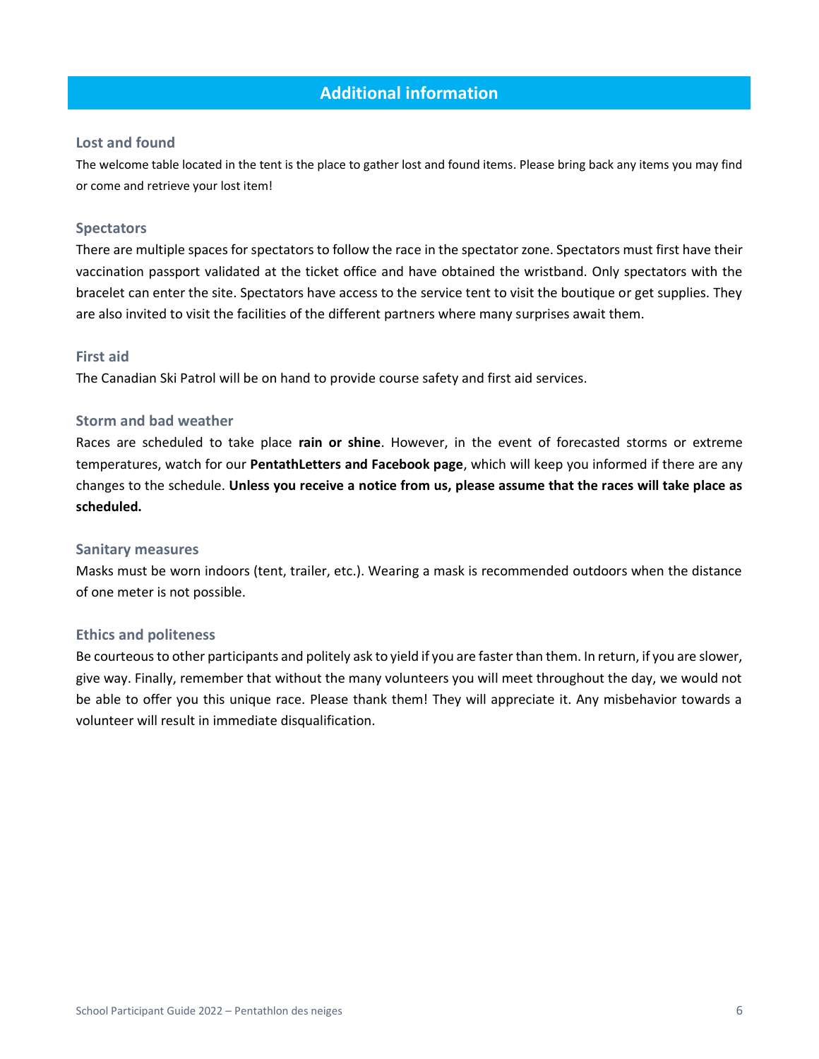## Additional information

### Lost and found

The welcome table located in the tent is the place to gather lost and found items. Please bring back any items you may find or come and retrieve your lost item!

### Spectators

There are multiple spaces for spectators to follow the race in the spectator zone. Spectators must first have their vaccination passport validated at the ticket office and have obtained the wristband. Only spectators with the bracelet can enter the site. Spectators have access to the service tent to visit the boutique or get supplies. They are also invited to visit the facilities of the different partners where many surprises await them.

### First aid

The Canadian Ski Patrol will be on hand to provide course safety and first aid services.

### Storm and bad weather

Races are scheduled to take place **rain or shine**. However, in the event of forecasted storms or extreme temperatures, watch for our **PentathLetters and Facebook page**, which will keep you informed if there are any changes to the schedule. **Unless you receive a notice from us, please assume that the races will take place as scheduled.**

### Sanitary measures

Masks must be worn indoors (tent, trailer, etc.). Wearing a mask is recommended outdoors when the distance of one meter is not possible.

### Ethics and politeness

Be courteous to other participants and politely ask to yield if you are faster than them. In return, if you are slower, give way. Finally, remember that without the many volunteers you will meet throughout the day, we would not be able to offer you this unique race. Please thank them! They will appreciate it. Any misbehavior towards a volunteer will result in immediate disqualification.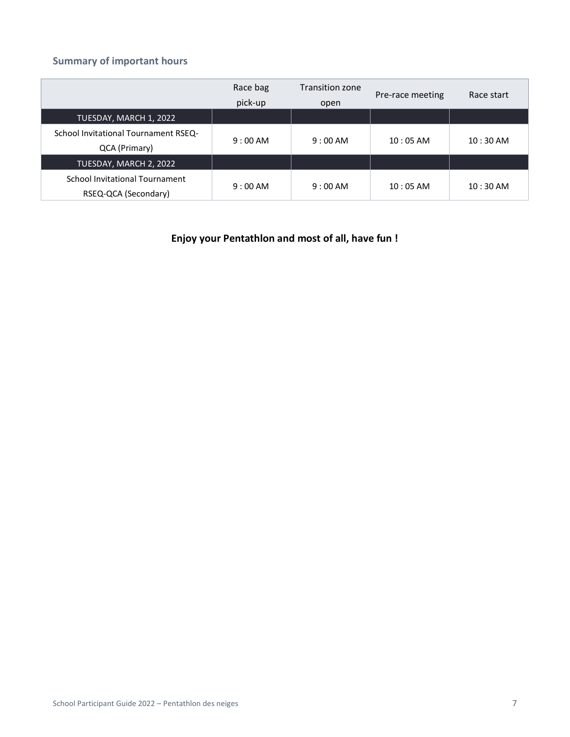### Summary of important hours

| | Race bag pick-up | Transition zone open | Pre-race meeting | Race start |
|---|---|---|---|---|
| TUESDAY, MARCH 1, 2022 | | | | |
| School Invitational Tournament RSEQ-QCA (Primary) | 9 : 00 AM | 9 : 00 AM | 10 : 05 AM | 10 : 30 AM |
| TUESDAY, MARCH 2, 2022 | | | | |
| School Invitational Tournament RSEQ-QCA (Secondary) | 9 : 00 AM | 9 : 00 AM | 10 : 05 AM | 10 : 30 AM |

**Enjoy your Pentathlon and most of all, have fun !**